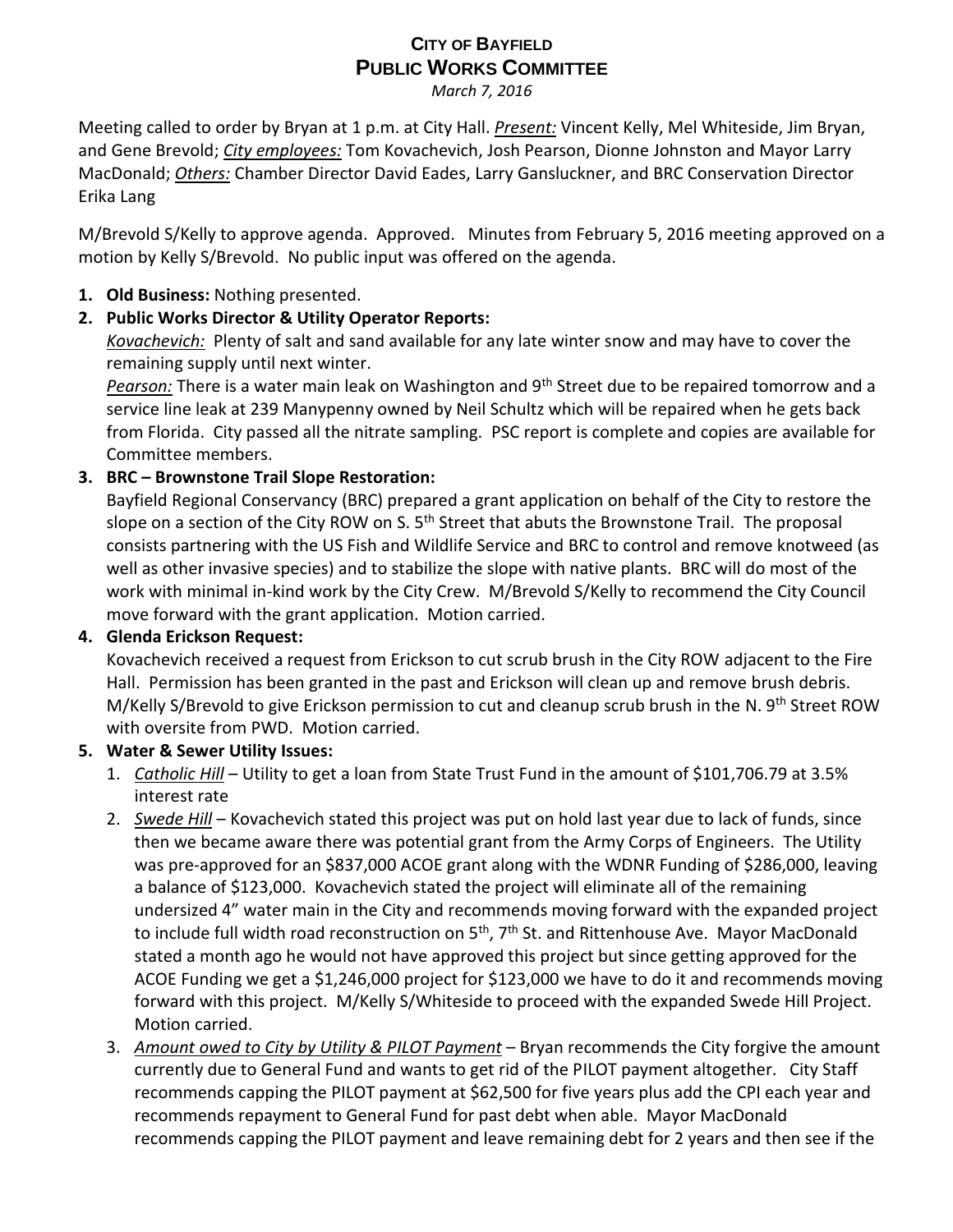# CITY OF BAYFIELD
# PUBLIC WORKS COMMITTEE

*March 7, 2016*

Meeting called to order by Bryan at 1 p.m. at City Hall. ***Present:*** Vincent Kelly, Mel Whiteside, Jim Bryan, and Gene Brevold; ***City employees:*** Tom Kovachevich, Josh Pearson, Dionne Johnston and Mayor Larry MacDonald; ***Others:*** Chamber Director David Eades, Larry Gansluckner, and BRC Conservation Director Erika Lang

M/Brevold S/Kelly to approve agenda. Approved. Minutes from February 5, 2016 meeting approved on a motion by Kelly S/Brevold. No public input was offered on the agenda.

1. **Old Business:** Nothing presented.
2. **Public Works Director & Utility Operator Reports:**
   *Kovachevich:* Plenty of salt and sand available for any late winter snow and may have to cover the remaining supply until next winter.
   *Pearson:* There is a water main leak on Washington and 9th Street due to be repaired tomorrow and a service line leak at 239 Manypenny owned by Neil Schultz which will be repaired when he gets back from Florida. City passed all the nitrate sampling. PSC report is complete and copies are available for Committee members.
3. **BRC – Brownstone Trail Slope Restoration:**
   Bayfield Regional Conservancy (BRC) prepared a grant application on behalf of the City to restore the slope on a section of the City ROW on S. 5th Street that abuts the Brownstone Trail. The proposal consists partnering with the US Fish and Wildlife Service and BRC to control and remove knotweed (as well as other invasive species) and to stabilize the slope with native plants. BRC will do most of the work with minimal in-kind work by the City Crew. M/Brevold S/Kelly to recommend the City Council move forward with the grant application. Motion carried.
4. **Glenda Erickson Request:**
   Kovachevich received a request from Erickson to cut scrub brush in the City ROW adjacent to the Fire Hall. Permission has been granted in the past and Erickson will clean up and remove brush debris. M/Kelly S/Brevold to give Erickson permission to cut and cleanup scrub brush in the N. 9th Street ROW with oversite from PWD. Motion carried.
5. **Water & Sewer Utility Issues:**
   1. *Catholic Hill* – Utility to get a loan from State Trust Fund in the amount of $101,706.79 at 3.5% interest rate
   2. *Swede Hill* – Kovachevich stated this project was put on hold last year due to lack of funds, since then we became aware there was potential grant from the Army Corps of Engineers. The Utility was pre-approved for an $837,000 ACOE grant along with the WDNR Funding of $286,000, leaving a balance of $123,000. Kovachevich stated the project will eliminate all of the remaining undersized 4" water main in the City and recommends moving forward with the expanded project to include full width road reconstruction on 5th, 7th St. and Rittenhouse Ave. Mayor MacDonald stated a month ago he would not have approved this project but since getting approved for the ACOE Funding we get a $1,246,000 project for $123,000 we have to do it and recommends moving forward with this project. M/Kelly S/Whiteside to proceed with the expanded Swede Hill Project. Motion carried.
   3. *Amount owed to City by Utility & PILOT Payment* – Bryan recommends the City forgive the amount currently due to General Fund and wants to get rid of the PILOT payment altogether. City Staff recommends capping the PILOT payment at $62,500 for five years plus add the CPI each year and recommends repayment to General Fund for past debt when able. Mayor MacDonald recommends capping the PILOT payment and leave remaining debt for 2 years and then see if the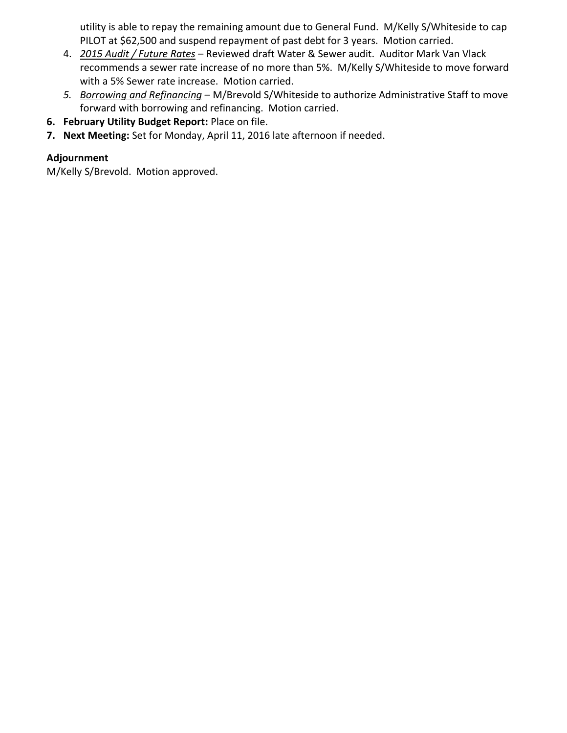utility is able to repay the remaining amount due to General Fund. M/Kelly S/Whiteside to cap PILOT at $62,500 and suspend repayment of past debt for 3 years. Motion carried.

4. *2015 Audit / Future Rates* – Reviewed draft Water & Sewer audit. Auditor Mark Van Vlack recommends a sewer rate increase of no more than 5%. M/Kelly S/Whiteside to move forward with a 5% Sewer rate increase. Motion carried.
5. *Borrowing and Refinancing* – M/Brevold S/Whiteside to authorize Administrative Staff to move forward with borrowing and refinancing. Motion carried.

**6. February Utility Budget Report:** Place on file.

**7. Next Meeting:** Set for Monday, April 11, 2016 late afternoon if needed.

**Adjournment**

M/Kelly S/Brevold. Motion approved.